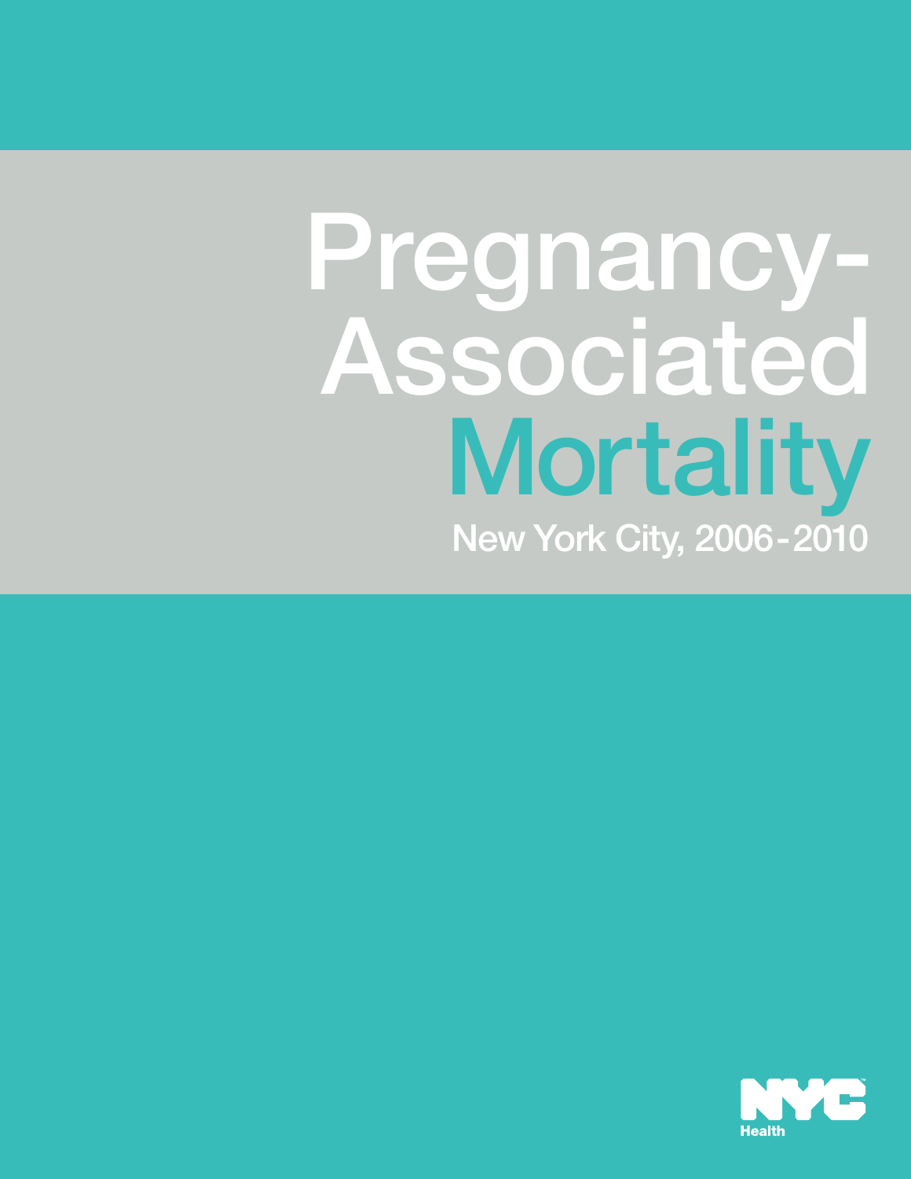# Pregnancy-Associated Mortality

## New York City, 2006-2010

NYC Health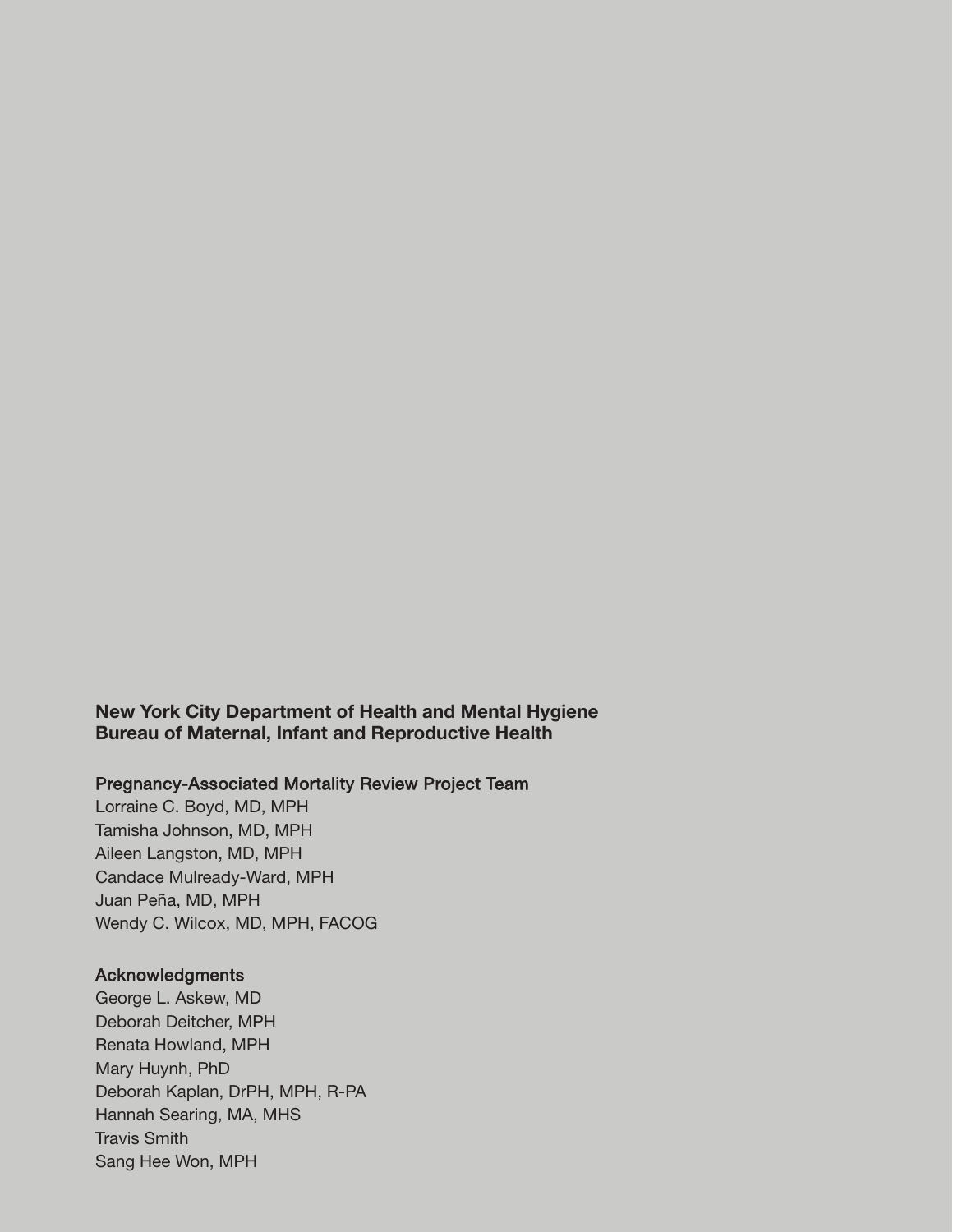**New York City Department of Health and Mental Hygiene**
**Bureau of Maternal, Infant and Reproductive Health**

## Pregnancy-Associated Mortality Review Project Team

Lorraine C. Boyd, MD, MPH
Tamisha Johnson, MD, MPH
Aileen Langston, MD, MPH
Candace Mulready-Ward, MPH
Juan Peña, MD, MPH
Wendy C. Wilcox, MD, MPH, FACOG

## Acknowledgments

George L. Askew, MD
Deborah Deitcher, MPH
Renata Howland, MPH
Mary Huynh, PhD
Deborah Kaplan, DrPH, MPH, R-PA
Hannah Searing, MA, MHS
Travis Smith
Sang Hee Won, MPH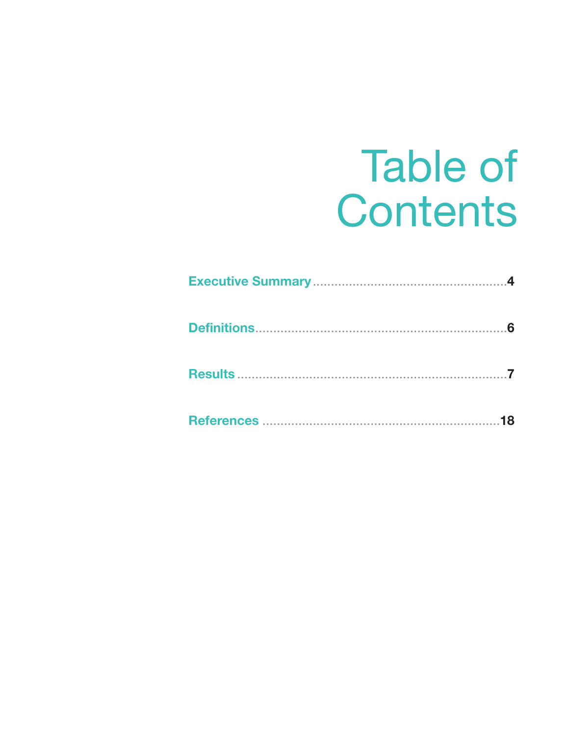# Table of Contents

Executive Summary ....................................................4

Definitions....................................................................6

Results .........................................................................7

References .................................................................18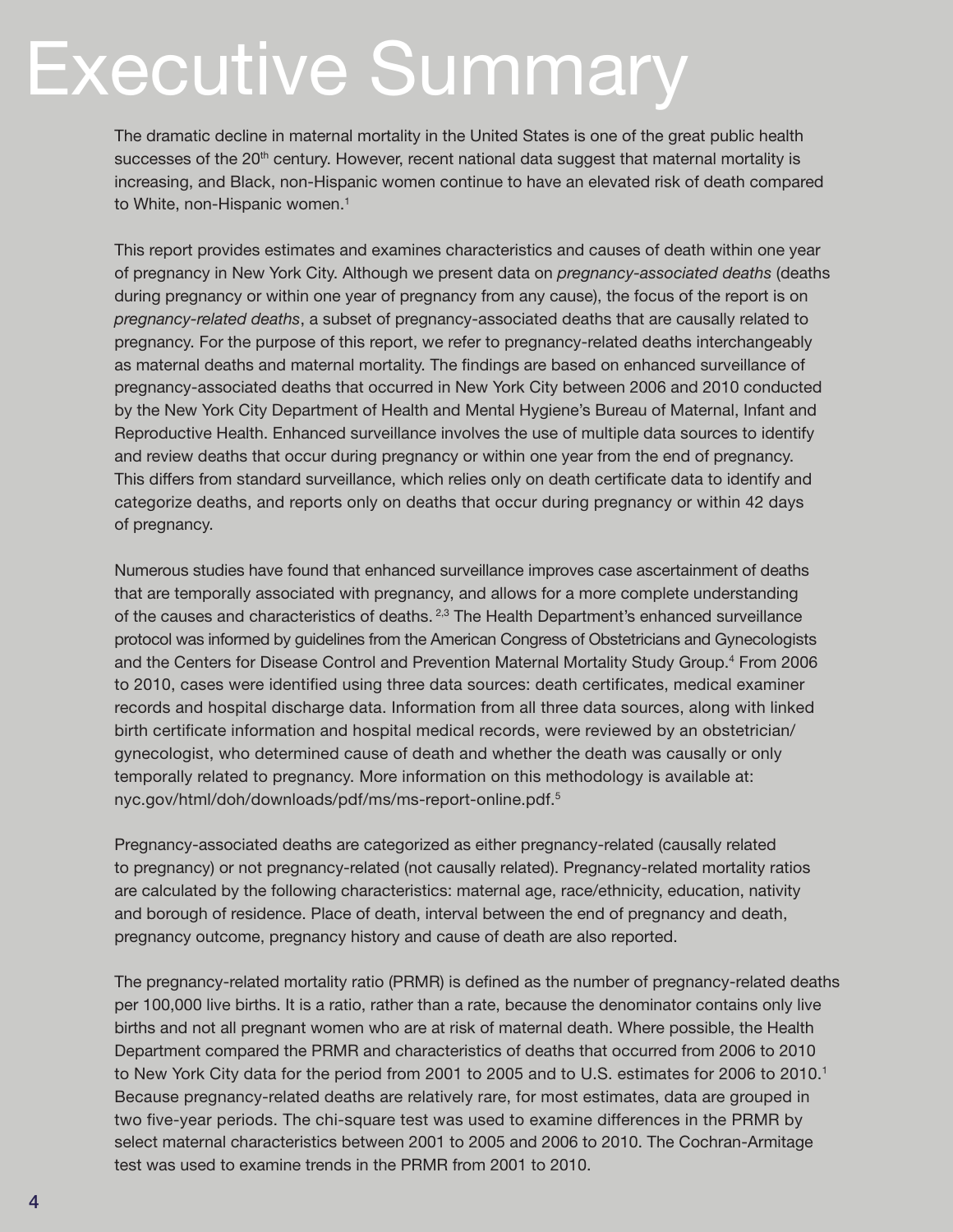# Executive Summary

The dramatic decline in maternal mortality in the United States is one of the great public health successes of the 20th century. However, recent national data suggest that maternal mortality is increasing, and Black, non-Hispanic women continue to have an elevated risk of death compared to White, non-Hispanic women.[1]

This report provides estimates and examines characteristics and causes of death within one year of pregnancy in New York City. Although we present data on *pregnancy-associated deaths* (deaths during pregnancy or within one year of pregnancy from any cause), the focus of the report is on *pregnancy-related deaths*, a subset of pregnancy-associated deaths that are causally related to pregnancy. For the purpose of this report, we refer to pregnancy-related deaths interchangeably as maternal deaths and maternal mortality. The findings are based on enhanced surveillance of pregnancy-associated deaths that occurred in New York City between 2006 and 2010 conducted by the New York City Department of Health and Mental Hygiene's Bureau of Maternal, Infant and Reproductive Health. Enhanced surveillance involves the use of multiple data sources to identify and review deaths that occur during pregnancy or within one year from the end of pregnancy. This differs from standard surveillance, which relies only on death certificate data to identify and categorize deaths, and reports only on deaths that occur during pregnancy or within 42 days of pregnancy.

Numerous studies have found that enhanced surveillance improves case ascertainment of deaths that are temporally associated with pregnancy, and allows for a more complete understanding of the causes and characteristics of deaths.[2,3] The Health Department's enhanced surveillance protocol was informed by guidelines from the American Congress of Obstetricians and Gynecologists and the Centers for Disease Control and Prevention Maternal Mortality Study Group.[4] From 2006 to 2010, cases were identified using three data sources: death certificates, medical examiner records and hospital discharge data. Information from all three data sources, along with linked birth certificate information and hospital medical records, were reviewed by an obstetrician/gynecologist, who determined cause of death and whether the death was causally or only temporally related to pregnancy. More information on this methodology is available at: nyc.gov/html/doh/downloads/pdf/ms/ms-report-online.pdf.[5]

Pregnancy-associated deaths are categorized as either pregnancy-related (causally related to pregnancy) or not pregnancy-related (not causally related). Pregnancy-related mortality ratios are calculated by the following characteristics: maternal age, race/ethnicity, education, nativity and borough of residence. Place of death, interval between the end of pregnancy and death, pregnancy outcome, pregnancy history and cause of death are also reported.

The pregnancy-related mortality ratio (PRMR) is defined as the number of pregnancy-related deaths per 100,000 live births. It is a ratio, rather than a rate, because the denominator contains only live births and not all pregnant women who are at risk of maternal death. Where possible, the Health Department compared the PRMR and characteristics of deaths that occurred from 2006 to 2010 to New York City data for the period from 2001 to 2005 and to U.S. estimates for 2006 to 2010.[1] Because pregnancy-related deaths are relatively rare, for most estimates, data are grouped in two five-year periods. The chi-square test was used to examine differences in the PRMR by select maternal characteristics between 2001 to 2005 and 2006 to 2010. The Cochran-Armitage test was used to examine trends in the PRMR from 2001 to 2010.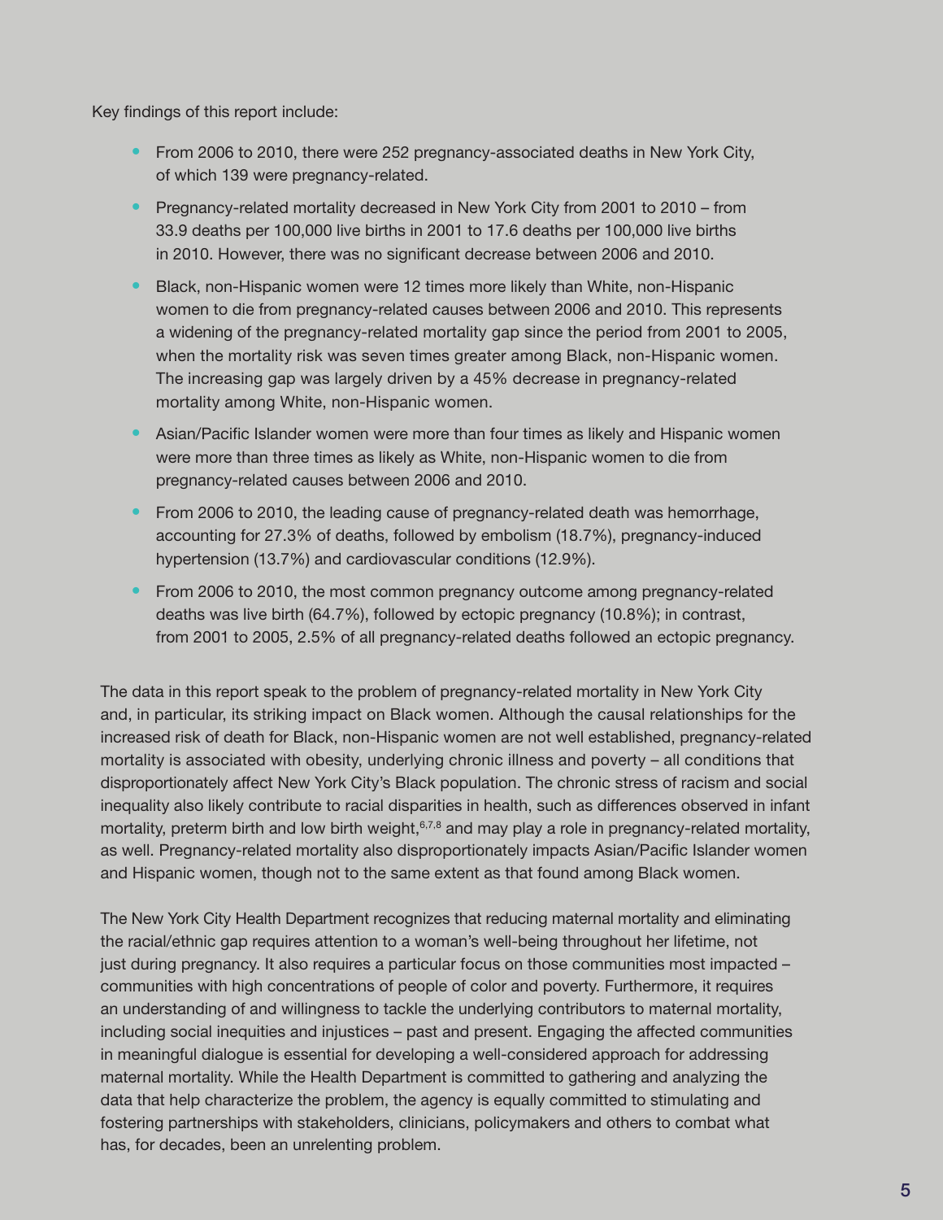Key findings of this report include:

- From 2006 to 2010, there were 252 pregnancy-associated deaths in New York City, of which 139 were pregnancy-related.
- Pregnancy-related mortality decreased in New York City from 2001 to 2010 – from 33.9 deaths per 100,000 live births in 2001 to 17.6 deaths per 100,000 live births in 2010. However, there was no significant decrease between 2006 and 2010.
- Black, non-Hispanic women were 12 times more likely than White, non-Hispanic women to die from pregnancy-related causes between 2006 and 2010. This represents a widening of the pregnancy-related mortality gap since the period from 2001 to 2005, when the mortality risk was seven times greater among Black, non-Hispanic women. The increasing gap was largely driven by a 45% decrease in pregnancy-related mortality among White, non-Hispanic women.
- Asian/Pacific Islander women were more than four times as likely and Hispanic women were more than three times as likely as White, non-Hispanic women to die from pregnancy-related causes between 2006 and 2010.
- From 2006 to 2010, the leading cause of pregnancy-related death was hemorrhage, accounting for 27.3% of deaths, followed by embolism (18.7%), pregnancy-induced hypertension (13.7%) and cardiovascular conditions (12.9%).
- From 2006 to 2010, the most common pregnancy outcome among pregnancy-related deaths was live birth (64.7%), followed by ectopic pregnancy (10.8%); in contrast, from 2001 to 2005, 2.5% of all pregnancy-related deaths followed an ectopic pregnancy.

The data in this report speak to the problem of pregnancy-related mortality in New York City and, in particular, its striking impact on Black women. Although the causal relationships for the increased risk of death for Black, non-Hispanic women are not well established, pregnancy-related mortality is associated with obesity, underlying chronic illness and poverty – all conditions that disproportionately affect New York City's Black population. The chronic stress of racism and social inequality also likely contribute to racial disparities in health, such as differences observed in infant mortality, preterm birth and low birth weight,[6,7,8] and may play a role in pregnancy-related mortality, as well. Pregnancy-related mortality also disproportionately impacts Asian/Pacific Islander women and Hispanic women, though not to the same extent as that found among Black women.

The New York City Health Department recognizes that reducing maternal mortality and eliminating the racial/ethnic gap requires attention to a woman's well-being throughout her lifetime, not just during pregnancy. It also requires a particular focus on those communities most impacted – communities with high concentrations of people of color and poverty. Furthermore, it requires an understanding of and willingness to tackle the underlying contributors to maternal mortality, including social inequities and injustices – past and present. Engaging the affected communities in meaningful dialogue is essential for developing a well-considered approach for addressing maternal mortality. While the Health Department is committed to gathering and analyzing the data that help characterize the problem, the agency is equally committed to stimulating and fostering partnerships with stakeholders, clinicians, policymakers and others to combat what has, for decades, been an unrelenting problem.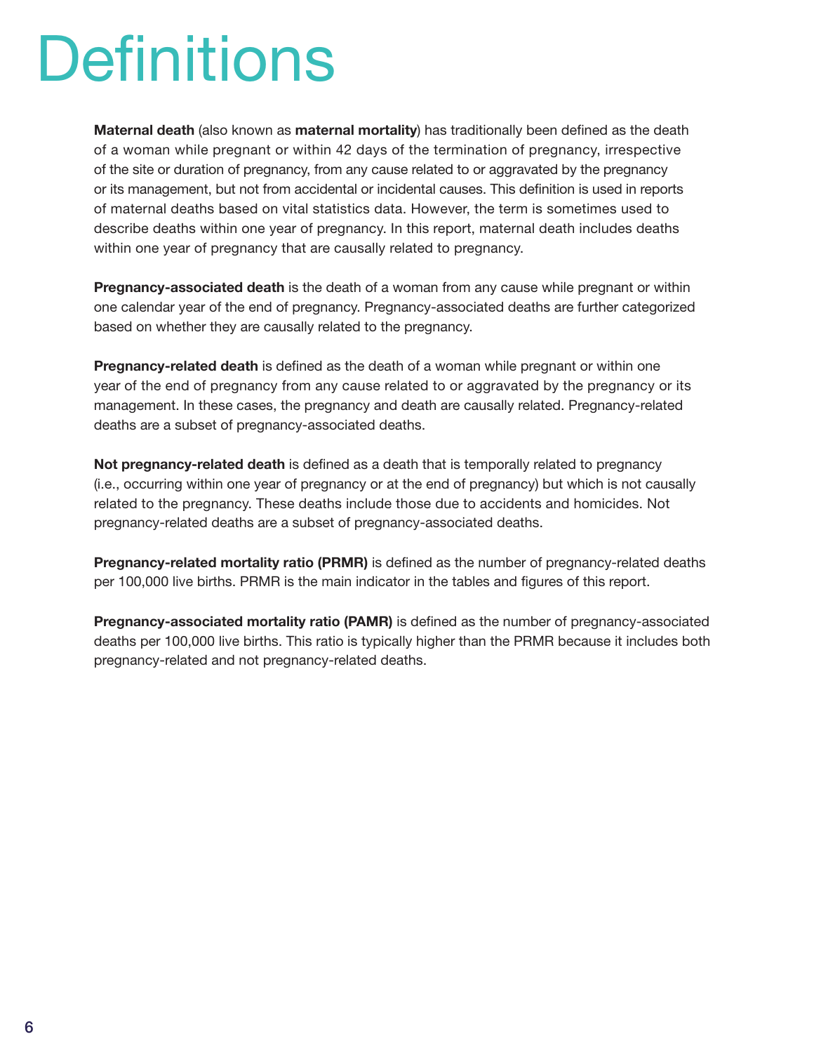# Definitions

**Maternal death** (also known as **maternal mortality**) has traditionally been defined as the death of a woman while pregnant or within 42 days of the termination of pregnancy, irrespective of the site or duration of pregnancy, from any cause related to or aggravated by the pregnancy or its management, but not from accidental or incidental causes. This definition is used in reports of maternal deaths based on vital statistics data. However, the term is sometimes used to describe deaths within one year of pregnancy. In this report, maternal death includes deaths within one year of pregnancy that are causally related to pregnancy.

**Pregnancy-associated death** is the death of a woman from any cause while pregnant or within one calendar year of the end of pregnancy. Pregnancy-associated deaths are further categorized based on whether they are causally related to the pregnancy.

**Pregnancy-related death** is defined as the death of a woman while pregnant or within one year of the end of pregnancy from any cause related to or aggravated by the pregnancy or its management. In these cases, the pregnancy and death are causally related. Pregnancy-related deaths are a subset of pregnancy-associated deaths.

**Not pregnancy-related death** is defined as a death that is temporally related to pregnancy (i.e., occurring within one year of pregnancy or at the end of pregnancy) but which is not causally related to the pregnancy. These deaths include those due to accidents and homicides. Not pregnancy-related deaths are a subset of pregnancy-associated deaths.

**Pregnancy-related mortality ratio (PRMR)** is defined as the number of pregnancy-related deaths per 100,000 live births. PRMR is the main indicator in the tables and figures of this report.

**Pregnancy-associated mortality ratio (PAMR)** is defined as the number of pregnancy-associated deaths per 100,000 live births. This ratio is typically higher than the PRMR because it includes both pregnancy-related and not pregnancy-related deaths.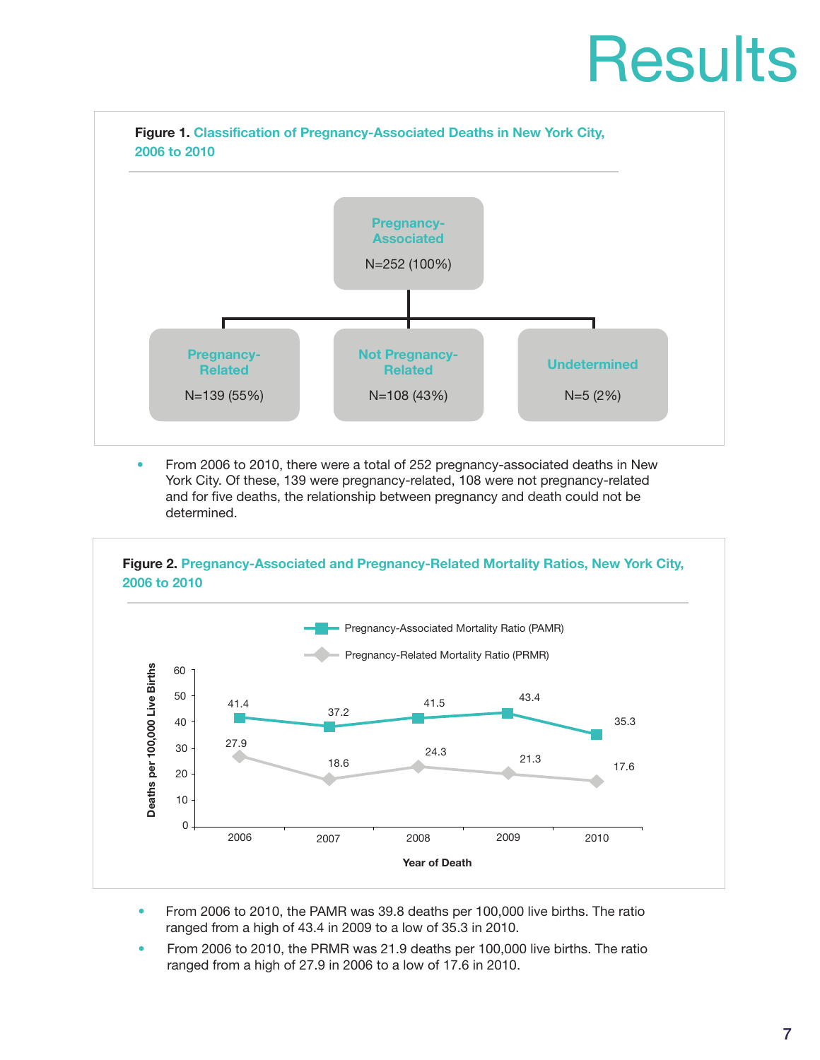# Results

**Figure 1.** **Classification of Pregnancy-Associated Deaths in New York City, 2006 to 2010**

- **Pregnancy-Associated** N=252 (100%)
  - **Pregnancy-Related** N=139 (55%)
  - **Not Pregnancy-Related** N=108 (43%)
  - **Undetermined** N=5 (2%)

- From 2006 to 2010, there were a total of 252 pregnancy-associated deaths in New York City. Of these, 139 were pregnancy-related, 108 were not pregnancy-related and for five deaths, the relationship between pregnancy and death could not be determined.

**Figure 2.** **Pregnancy-Associated and Pregnancy-Related Mortality Ratios, New York City, 2006 to 2010**

| Year of Death | Pregnancy-Associated Mortality Ratio (PAMR) | Pregnancy-Related Mortality Ratio (PRMR) |
|---|---|---|
| 2006 | 41.4 | 27.9 |
| 2007 | 37.2 | 18.6 |
| 2008 | 41.5 | 24.3 |
| 2009 | 43.4 | 21.3 |
| 2010 | 35.3 | 17.6 |

Deaths per 100,000 Live Births

- From 2006 to 2010, the PAMR was 39.8 deaths per 100,000 live births. The ratio ranged from a high of 43.4 in 2009 to a low of 35.3 in 2010.
- From 2006 to 2010, the PRMR was 21.9 deaths per 100,000 live births. The ratio ranged from a high of 27.9 in 2006 to a low of 17.6 in 2010.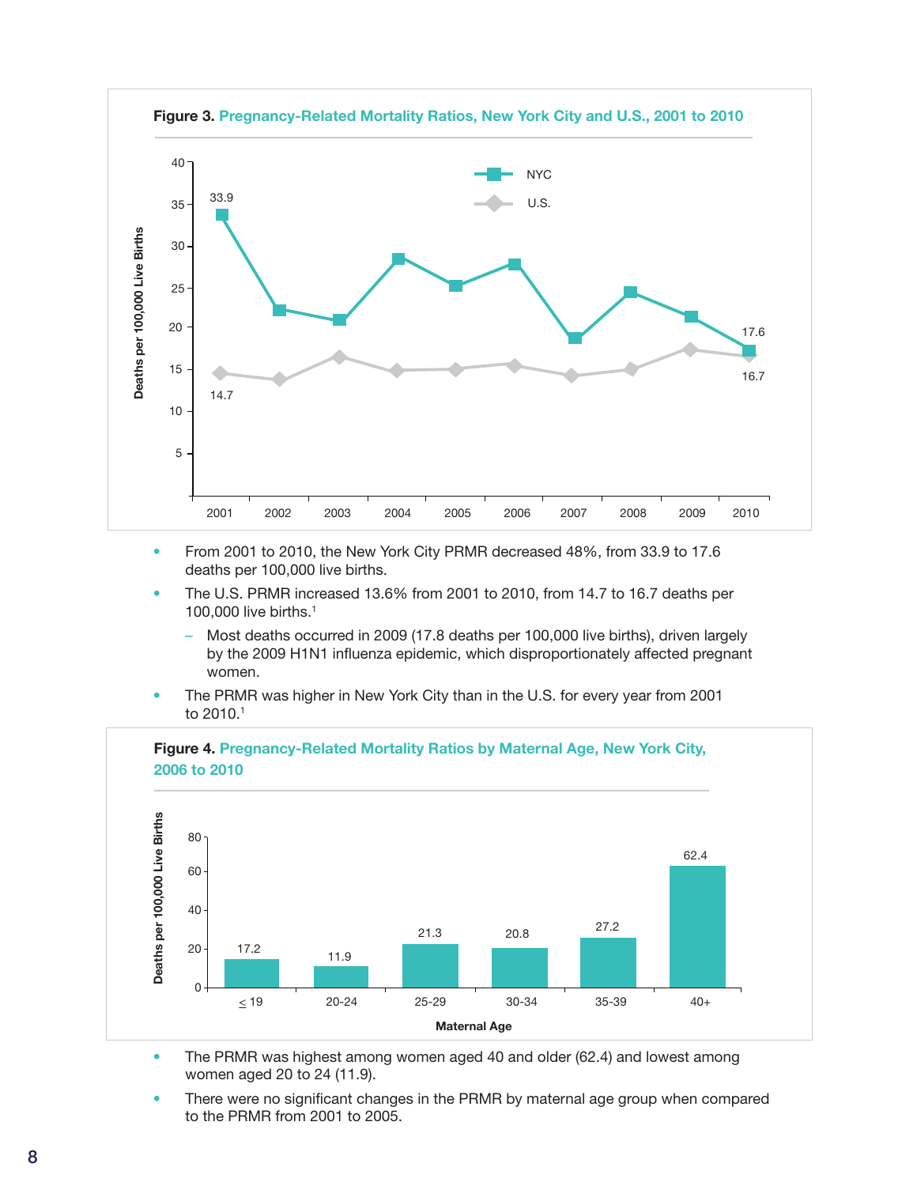**Figure 3.** Pregnancy-Related Mortality Ratios, New York City and U.S., 2001 to 2010

- From 2001 to 2010, the New York City PRMR decreased 48%, from 33.9 to 17.6 deaths per 100,000 live births.
- The U.S. PRMR increased 13.6% from 2001 to 2010, from 14.7 to 16.7 deaths per 100,000 live births.[1]
  - Most deaths occurred in 2009 (17.8 deaths per 100,000 live births), driven largely by the 2009 H1N1 influenza epidemic, which disproportionately affected pregnant women.
- The PRMR was higher in New York City than in the U.S. for every year from 2001 to 2010.[1]

**Figure 4.** Pregnancy-Related Mortality Ratios by Maternal Age, New York City, 2006 to 2010

| Maternal Age | Deaths per 100,000 Live Births |
| --- | --- |
| ≤ 19 | 17.2 |
| 20-24 | 11.9 |
| 25-29 | 21.3 |
| 30-34 | 20.8 |
| 35-39 | 27.2 |
| 40+ | 62.4 |

- The PRMR was highest among women aged 40 and older (62.4) and lowest among women aged 20 to 24 (11.9).
- There were no significant changes in the PRMR by maternal age group when compared to the PRMR from 2001 to 2005.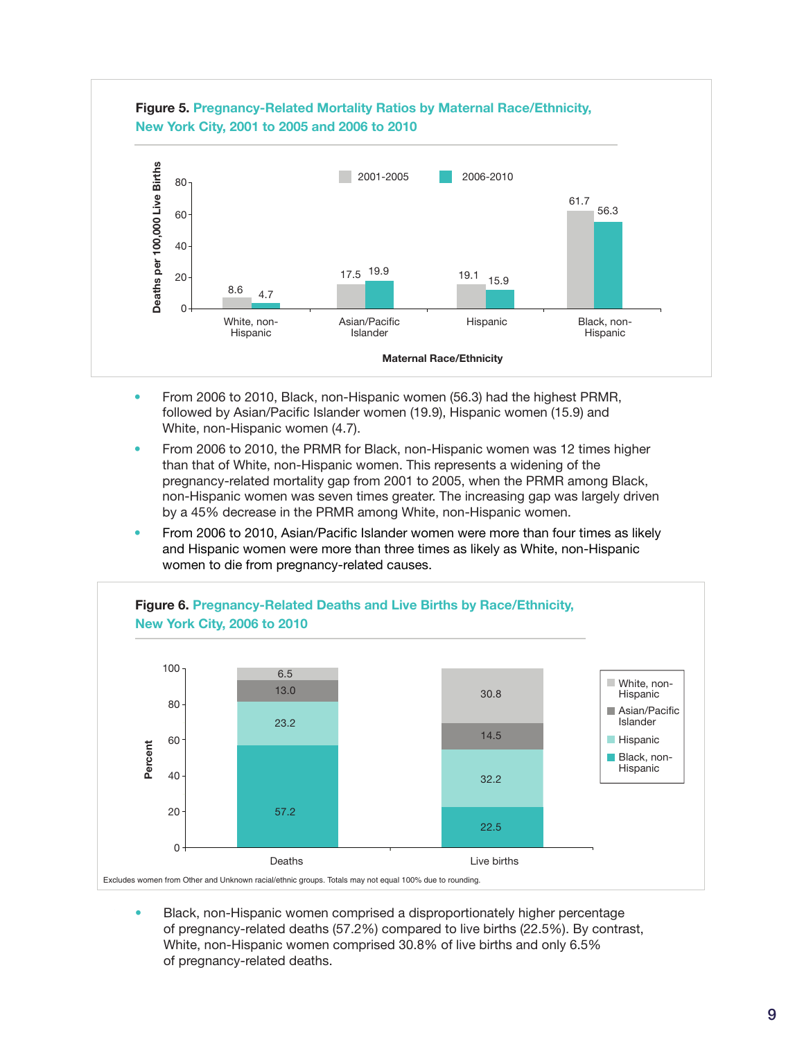**Figure 5.** Pregnancy-Related Mortality Ratios by Maternal Race/Ethnicity, New York City, 2001 to 2005 and 2006 to 2010

| Maternal Race/Ethnicity | 2001-2005 | 2006-2010 |
|---|---|---|
| White, non-Hispanic | 8.6 | 4.7 |
| Asian/Pacific Islander | 17.5 | 19.9 |
| Hispanic | 19.1 | 15.9 |
| Black, non-Hispanic | 61.7 | 56.3 |

Deaths per 100,000 Live Births

- From 2006 to 2010, Black, non-Hispanic women (56.3) had the highest PRMR, followed by Asian/Pacific Islander women (19.9), Hispanic women (15.9) and White, non-Hispanic women (4.7).
- From 2006 to 2010, the PRMR for Black, non-Hispanic women was 12 times higher than that of White, non-Hispanic women. This represents a widening of the pregnancy-related mortality gap from 2001 to 2005, when the PRMR among Black, non-Hispanic women was seven times greater. The increasing gap was largely driven by a 45% decrease in the PRMR among White, non-Hispanic women.
- From 2006 to 2010, Asian/Pacific Islander women were more than four times as likely and Hispanic women were more than three times as likely as White, non-Hispanic women to die from pregnancy-related causes.

**Figure 6.** Pregnancy-Related Deaths and Live Births by Race/Ethnicity, New York City, 2006 to 2010

| Race/Ethnicity | Deaths (%) | Live births (%) |
|---|---|---|
| White, non-Hispanic | 6.5 | 30.8 |
| Asian/Pacific Islander | 13.0 | 14.5 |
| Hispanic | 23.2 | 32.2 |
| Black, non-Hispanic | 57.2 | 22.5 |

Excludes women from Other and Unknown racial/ethnic groups. Totals may not equal 100% due to rounding.

- Black, non-Hispanic women comprised a disproportionately higher percentage of pregnancy-related deaths (57.2%) compared to live births (22.5%). By contrast, White, non-Hispanic women comprised 30.8% of live births and only 6.5% of pregnancy-related deaths.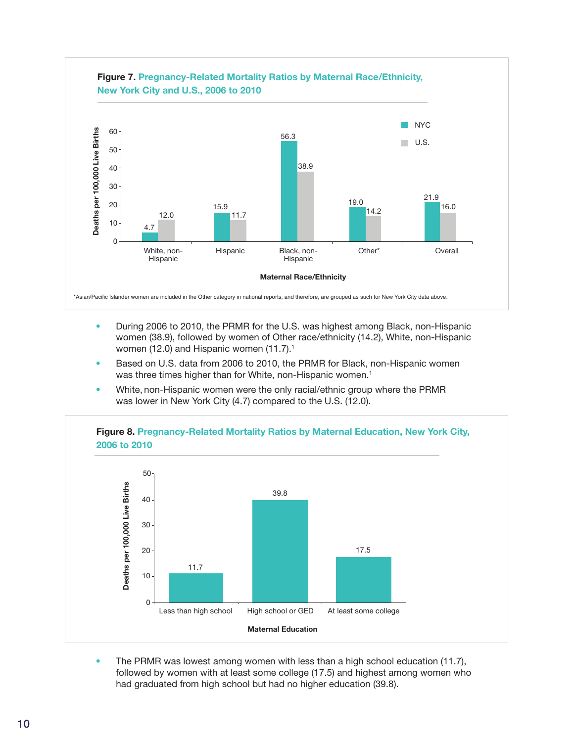**Figure 7.** Pregnancy-Related Mortality Ratios by Maternal Race/Ethnicity, New York City and U.S., 2006 to 2010

| Maternal Race/Ethnicity | NYC | U.S. |
|---|---|---|
| White, non-Hispanic | 4.7 | 12.0 |
| Hispanic | 15.9 | 11.7 |
| Black, non-Hispanic | 56.3 | 38.9 |
| Other* | 19.0 | 14.2 |
| Overall | 21.9 | 16.0 |

Deaths per 100,000 Live Births

*Asian/Pacific Islander women are included in the Other category in national reports, and therefore, are grouped as such for New York City data above.

- During 2006 to 2010, the PRMR for the U.S. was highest among Black, non-Hispanic women (38.9), followed by women of Other race/ethnicity (14.2), White, non-Hispanic women (12.0) and Hispanic women (11.7).[1]
- Based on U.S. data from 2006 to 2010, the PRMR for Black, non-Hispanic women was three times higher than for White, non-Hispanic women.[1]
- White, non-Hispanic women were the only racial/ethnic group where the PRMR was lower in New York City (4.7) compared to the U.S. (12.0).

**Figure 8.** Pregnancy-Related Mortality Ratios by Maternal Education, New York City, 2006 to 2010

| Maternal Education | Deaths per 100,000 Live Births |
|---|---|
| Less than high school | 11.7 |
| High school or GED | 39.8 |
| At least some college | 17.5 |

- The PRMR was lowest among women with less than a high school education (11.7), followed by women with at least some college (17.5) and highest among women who had graduated from high school but had no higher education (39.8).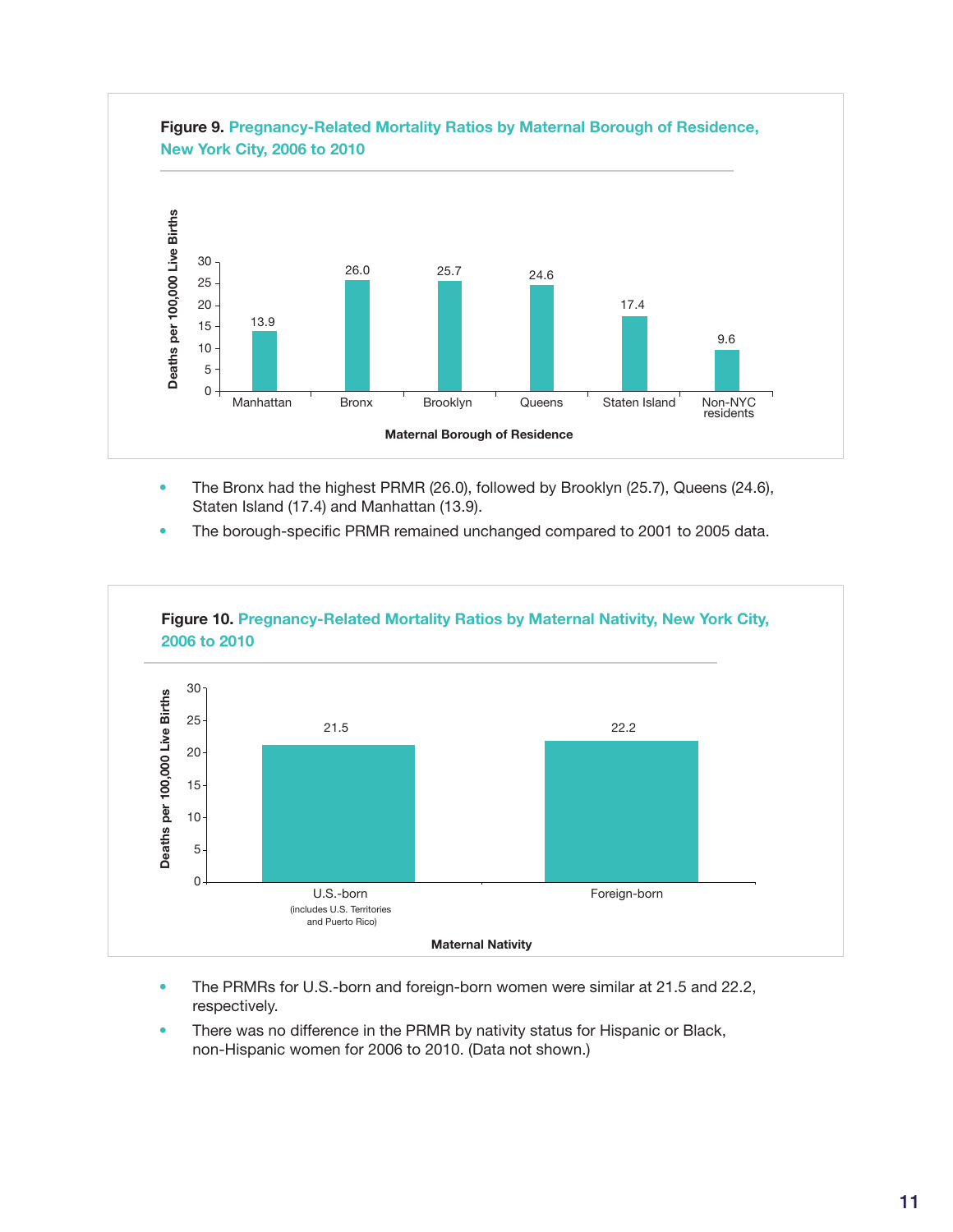**Figure 9.** Pregnancy-Related Mortality Ratios by Maternal Borough of Residence, New York City, 2006 to 2010

| Maternal Borough of Residence | Deaths per 100,000 Live Births |
|---|---|
| Manhattan | 13.9 |
| Bronx | 26.0 |
| Brooklyn | 25.7 |
| Queens | 24.6 |
| Staten Island | 17.4 |
| Non-NYC residents | 9.6 |

- The Bronx had the highest PRMR (26.0), followed by Brooklyn (25.7), Queens (24.6), Staten Island (17.4) and Manhattan (13.9).
- The borough-specific PRMR remained unchanged compared to 2001 to 2005 data.

**Figure 10.** Pregnancy-Related Mortality Ratios by Maternal Nativity, New York City, 2006 to 2010

| Maternal Nativity | Deaths per 100,000 Live Births |
|---|---|
| U.S.-born (includes U.S. Territories and Puerto Rico) | 21.5 |
| Foreign-born | 22.2 |

- The PRMRs for U.S.-born and foreign-born women were similar at 21.5 and 22.2, respectively.
- There was no difference in the PRMR by nativity status for Hispanic or Black, non-Hispanic women for 2006 to 2010. (Data not shown.)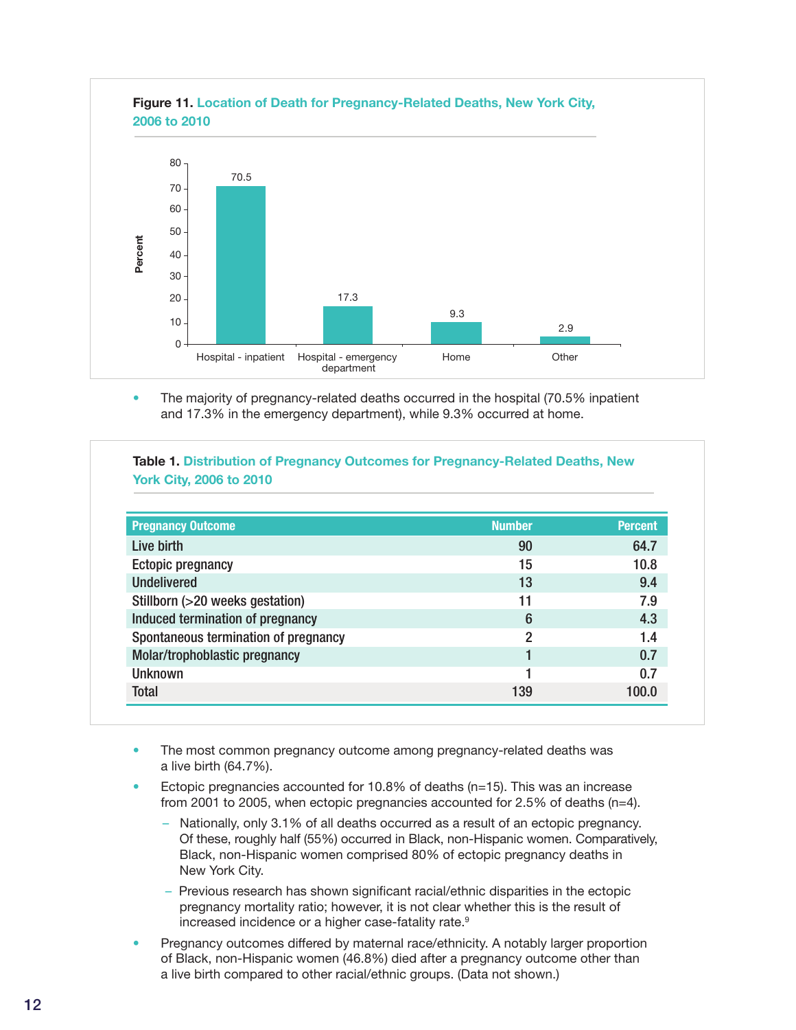**Figure 11.** Location of Death for Pregnancy-Related Deaths, New York City, 2006 to 2010

| Location | Percent |
|---|---|
| Hospital - inpatient | 70.5 |
| Hospital - emergency department | 17.3 |
| Home | 9.3 |
| Other | 2.9 |

- The majority of pregnancy-related deaths occurred in the hospital (70.5% inpatient and 17.3% in the emergency department), while 9.3% occurred at home.

**Table 1.** Distribution of Pregnancy Outcomes for Pregnancy-Related Deaths, New York City, 2006 to 2010

| Pregnancy Outcome | Number | Percent |
|---|---|---|
| Live birth | 90 | 64.7 |
| Ectopic pregnancy | 15 | 10.8 |
| Undelivered | 13 | 9.4 |
| Stillborn (>20 weeks gestation) | 11 | 7.9 |
| Induced termination of pregnancy | 6 | 4.3 |
| Spontaneous termination of pregnancy | 2 | 1.4 |
| Molar/trophoblastic pregnancy | 1 | 0.7 |
| Unknown | 1 | 0.7 |
| Total | 139 | 100.0 |

- The most common pregnancy outcome among pregnancy-related deaths was a live birth (64.7%).
- Ectopic pregnancies accounted for 10.8% of deaths (n=15). This was an increase from 2001 to 2005, when ectopic pregnancies accounted for 2.5% of deaths (n=4).
  - Nationally, only 3.1% of all deaths occurred as a result of an ectopic pregnancy. Of these, roughly half (55%) occurred in Black, non-Hispanic women. Comparatively, Black, non-Hispanic women comprised 80% of ectopic pregnancy deaths in New York City.
  - Previous research has shown significant racial/ethnic disparities in the ectopic pregnancy mortality ratio; however, it is not clear whether this is the result of increased incidence or a higher case-fatality rate.[9]
- Pregnancy outcomes differed by maternal race/ethnicity. A notably larger proportion of Black, non-Hispanic women (46.8%) died after a pregnancy outcome other than a live birth compared to other racial/ethnic groups. (Data not shown.)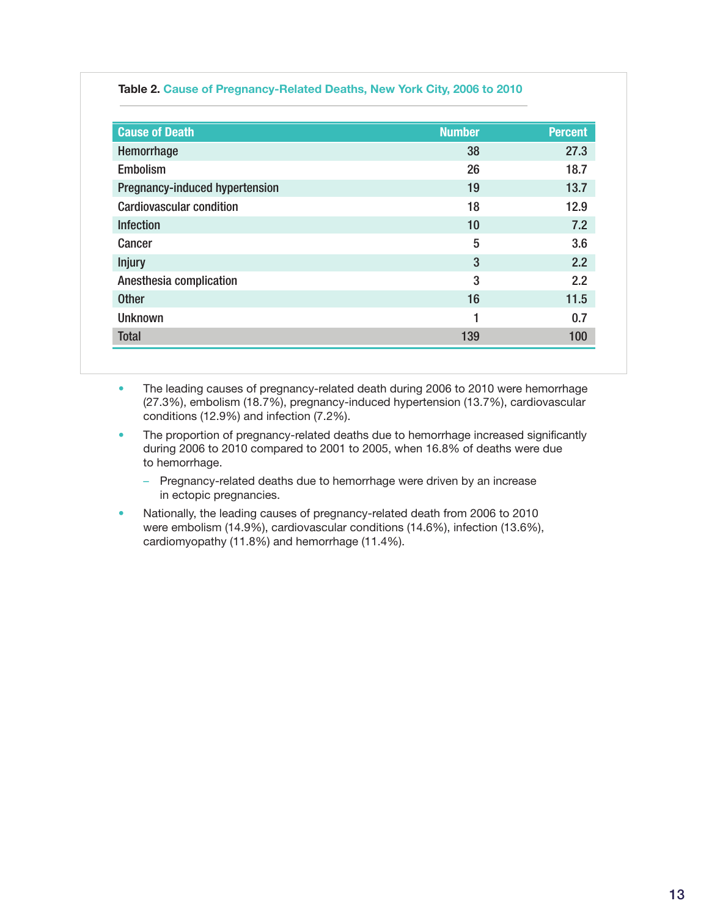**Table 2.** Cause of Pregnancy-Related Deaths, New York City, 2006 to 2010

| Cause of Death | Number | Percent |
|---|---|---|
| Hemorrhage | 38 | 27.3 |
| Embolism | 26 | 18.7 |
| Pregnancy-induced hypertension | 19 | 13.7 |
| Cardiovascular condition | 18 | 12.9 |
| Infection | 10 | 7.2 |
| Cancer | 5 | 3.6 |
| Injury | 3 | 2.2 |
| Anesthesia complication | 3 | 2.2 |
| Other | 16 | 11.5 |
| Unknown | 1 | 0.7 |
| Total | 139 | 100 |

- The leading causes of pregnancy-related death during 2006 to 2010 were hemorrhage (27.3%), embolism (18.7%), pregnancy-induced hypertension (13.7%), cardiovascular conditions (12.9%) and infection (7.2%).
- The proportion of pregnancy-related deaths due to hemorrhage increased significantly during 2006 to 2010 compared to 2001 to 2005, when 16.8% of deaths were due to hemorrhage.
  - Pregnancy-related deaths due to hemorrhage were driven by an increase in ectopic pregnancies.
- Nationally, the leading causes of pregnancy-related death from 2006 to 2010 were embolism (14.9%), cardiovascular conditions (14.6%), infection (13.6%), cardiomyopathy (11.8%) and hemorrhage (11.4%).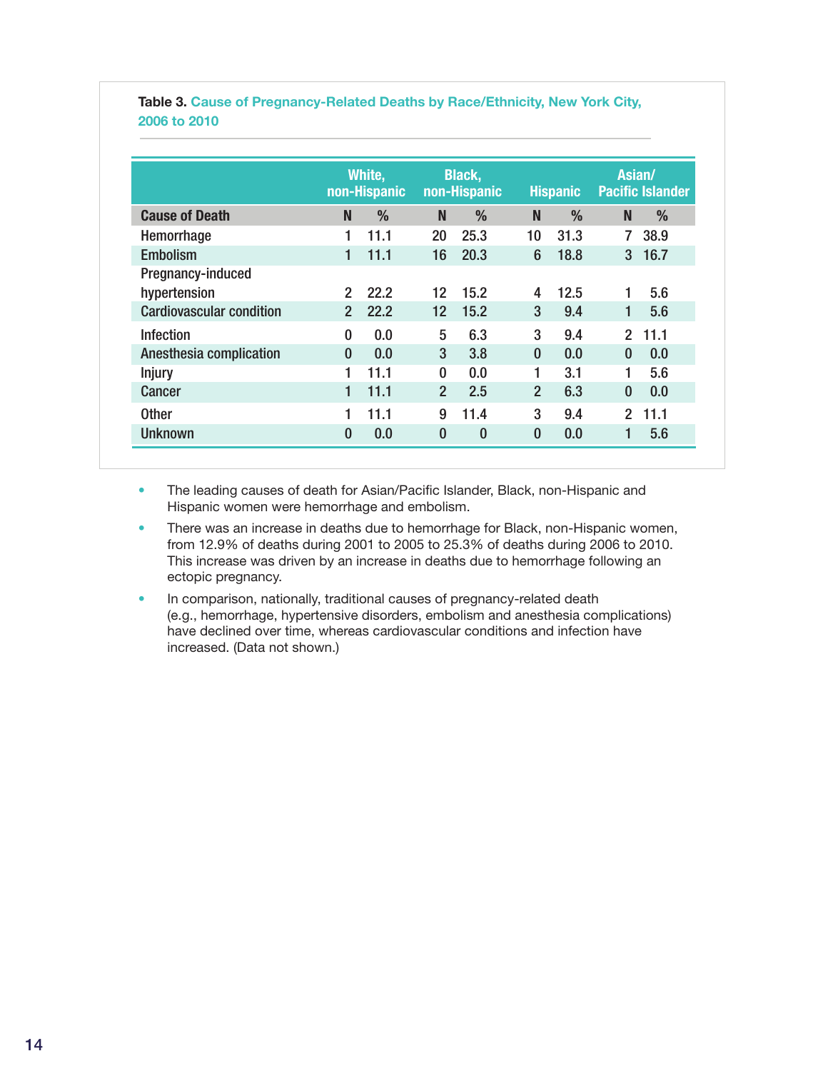**Table 3.** Cause of Pregnancy-Related Deaths by Race/Ethnicity, New York City, 2006 to 2010

| | White, non-Hispanic | | Black, non-Hispanic | | Hispanic | | Asian/ Pacific Islander | |
|---|---|---|---|---|---|---|---|---|
| **Cause of Death** | **N** | **%** | **N** | **%** | **N** | **%** | **N** | **%** |
| Hemorrhage | 1 | 11.1 | 20 | 25.3 | 10 | 31.3 | 7 | 38.9 |
| Embolism | 1 | 11.1 | 16 | 20.3 | 6 | 18.8 | 3 | 16.7 |
| Pregnancy-induced hypertension | 2 | 22.2 | 12 | 15.2 | 4 | 12.5 | 1 | 5.6 |
| Cardiovascular condition | 2 | 22.2 | 12 | 15.2 | 3 | 9.4 | 1 | 5.6 |
| Infection | 0 | 0.0 | 5 | 6.3 | 3 | 9.4 | 2 | 11.1 |
| Anesthesia complication | 0 | 0.0 | 3 | 3.8 | 0 | 0.0 | 0 | 0.0 |
| Injury | 1 | 11.1 | 0 | 0.0 | 1 | 3.1 | 1 | 5.6 |
| Cancer | 1 | 11.1 | 2 | 2.5 | 2 | 6.3 | 0 | 0.0 |
| Other | 1 | 11.1 | 9 | 11.4 | 3 | 9.4 | 2 | 11.1 |
| Unknown | 0 | 0.0 | 0 | 0 | 0 | 0.0 | 1 | 5.6 |

- The leading causes of death for Asian/Pacific Islander, Black, non-Hispanic and Hispanic women were hemorrhage and embolism.
- There was an increase in deaths due to hemorrhage for Black, non-Hispanic women, from 12.9% of deaths during 2001 to 2005 to 25.3% of deaths during 2006 to 2010. This increase was driven by an increase in deaths due to hemorrhage following an ectopic pregnancy.
- In comparison, nationally, traditional causes of pregnancy-related death (e.g., hemorrhage, hypertensive disorders, embolism and anesthesia complications) have declined over time, whereas cardiovascular conditions and infection have increased. (Data not shown.)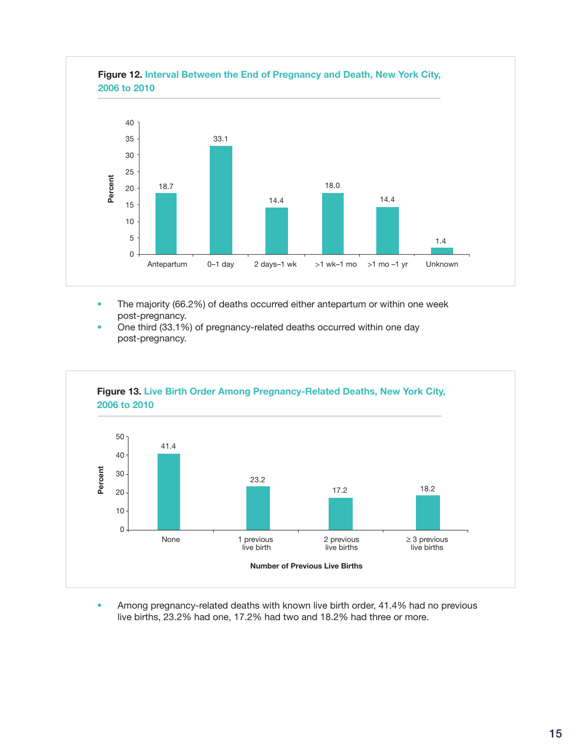**Figure 12.** Interval Between the End of Pregnancy and Death, New York City, 2006 to 2010

| Interval | Percent |
|---|---|
| Antepartum | 18.7 |
| 0–1 day | 33.1 |
| 2 days–1 wk | 14.4 |
| >1 wk–1 mo | 18.0 |
| >1 mo –1 yr | 14.4 |
| Unknown | 1.4 |

- The majority (66.2%) of deaths occurred either antepartum or within one week post-pregnancy.
- One third (33.1%) of pregnancy-related deaths occurred within one day post-pregnancy.

**Figure 13.** Live Birth Order Among Pregnancy-Related Deaths, New York City, 2006 to 2010

| Number of Previous Live Births | Percent |
|---|---|
| None | 41.4 |
| 1 previous live birth | 23.2 |
| 2 previous live births | 17.2 |
| ≥ 3 previous live births | 18.2 |

- Among pregnancy-related deaths with known live birth order, 41.4% had no previous live births, 23.2% had one, 17.2% had two and 18.2% had three or more.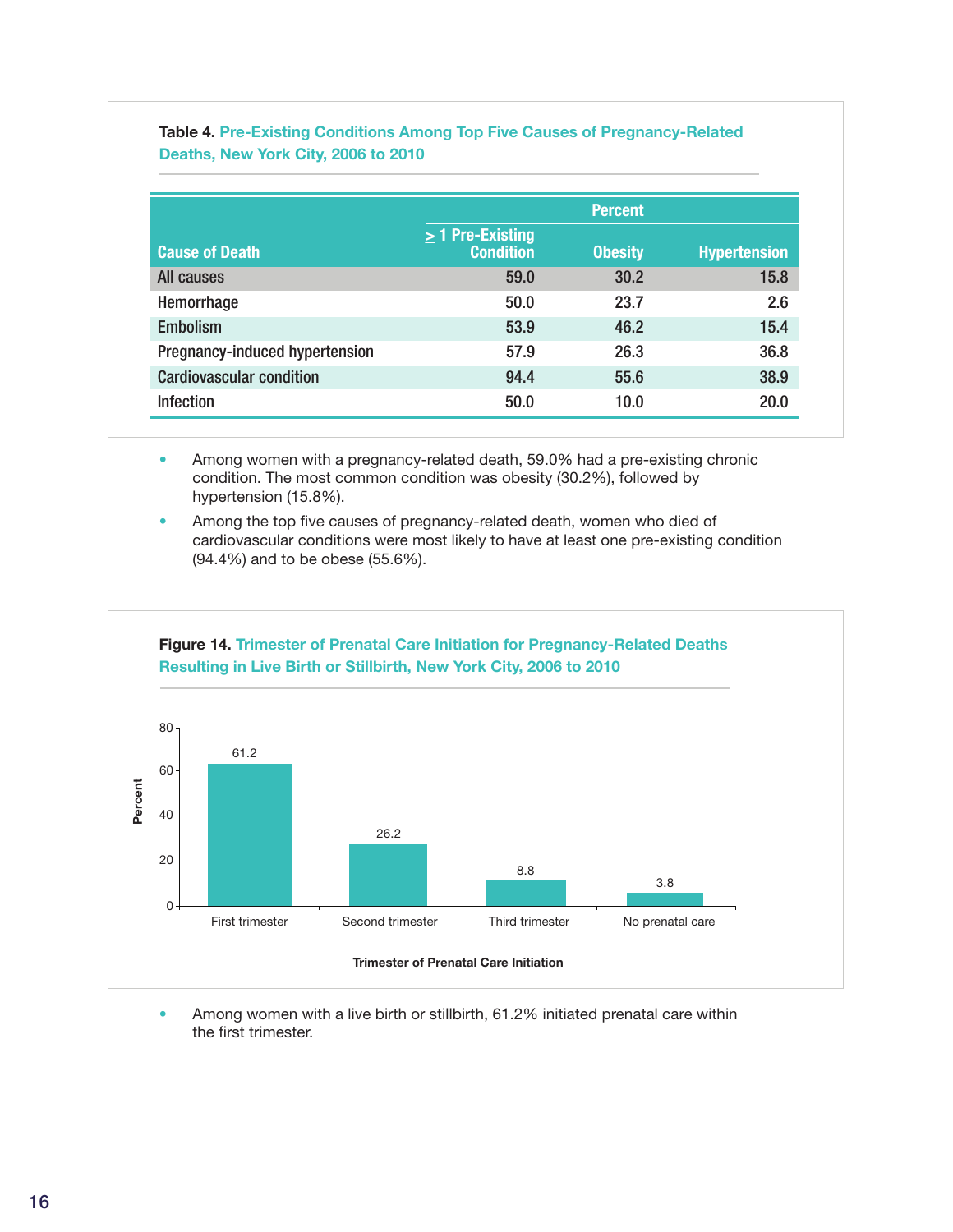**Table 4.** Pre-Existing Conditions Among Top Five Causes of Pregnancy-Related Deaths, New York City, 2006 to 2010

| Cause of Death | Percent | | |
|---|---|---|---|
| | ≥ 1 Pre-Existing Condition | Obesity | Hypertension |
| All causes | 59.0 | 30.2 | 15.8 |
| Hemorrhage | 50.0 | 23.7 | 2.6 |
| Embolism | 53.9 | 46.2 | 15.4 |
| Pregnancy-induced hypertension | 57.9 | 26.3 | 36.8 |
| Cardiovascular condition | 94.4 | 55.6 | 38.9 |
| Infection | 50.0 | 10.0 | 20.0 |

- Among women with a pregnancy-related death, 59.0% had a pre-existing chronic condition. The most common condition was obesity (30.2%), followed by hypertension (15.8%).
- Among the top five causes of pregnancy-related death, women who died of cardiovascular conditions were most likely to have at least one pre-existing condition (94.4%) and to be obese (55.6%).

**Figure 14.** Trimester of Prenatal Care Initiation for Pregnancy-Related Deaths Resulting in Live Birth or Stillbirth, New York City, 2006 to 2010

| Trimester of Prenatal Care Initiation | Percent |
|---|---|
| First trimester | 61.2 |
| Second trimester | 26.2 |
| Third trimester | 8.8 |
| No prenatal care | 3.8 |

- Among women with a live birth or stillbirth, 61.2% initiated prenatal care within the first trimester.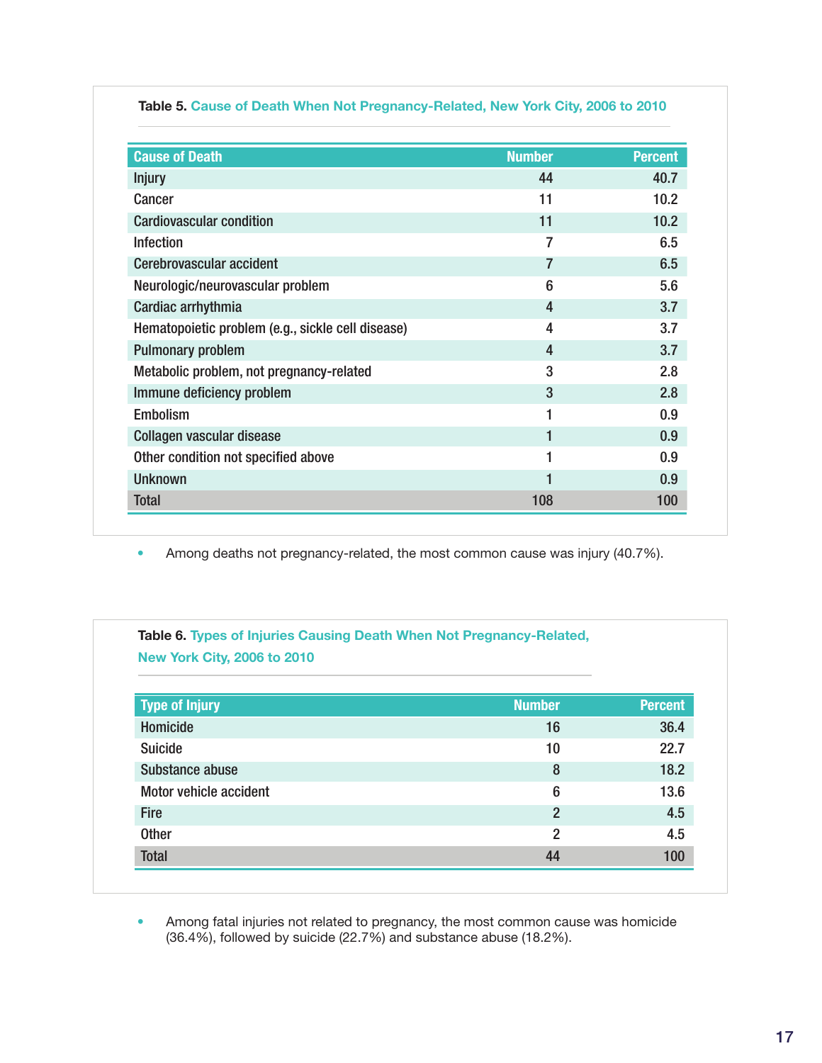**Table 5.** Cause of Death When Not Pregnancy-Related, New York City, 2006 to 2010

| Cause of Death | Number | Percent |
|---|---|---|
| Injury | 44 | 40.7 |
| Cancer | 11 | 10.2 |
| Cardiovascular condition | 11 | 10.2 |
| Infection | 7 | 6.5 |
| Cerebrovascular accident | 7 | 6.5 |
| Neurologic/neurovascular problem | 6 | 5.6 |
| Cardiac arrhythmia | 4 | 3.7 |
| Hematopoietic problem (e.g., sickle cell disease) | 4 | 3.7 |
| Pulmonary problem | 4 | 3.7 |
| Metabolic problem, not pregnancy-related | 3 | 2.8 |
| Immune deficiency problem | 3 | 2.8 |
| Embolism | 1 | 0.9 |
| Collagen vascular disease | 1 | 0.9 |
| Other condition not specified above | 1 | 0.9 |
| Unknown | 1 | 0.9 |
| Total | 108 | 100 |

- Among deaths not pregnancy-related, the most common cause was injury (40.7%).

**Table 6.** Types of Injuries Causing Death When Not Pregnancy-Related, New York City, 2006 to 2010

| Type of Injury | Number | Percent |
|---|---|---|
| Homicide | 16 | 36.4 |
| Suicide | 10 | 22.7 |
| Substance abuse | 8 | 18.2 |
| Motor vehicle accident | 6 | 13.6 |
| Fire | 2 | 4.5 |
| Other | 2 | 4.5 |
| Total | 44 | 100 |

- Among fatal injuries not related to pregnancy, the most common cause was homicide (36.4%), followed by suicide (22.7%) and substance abuse (18.2%).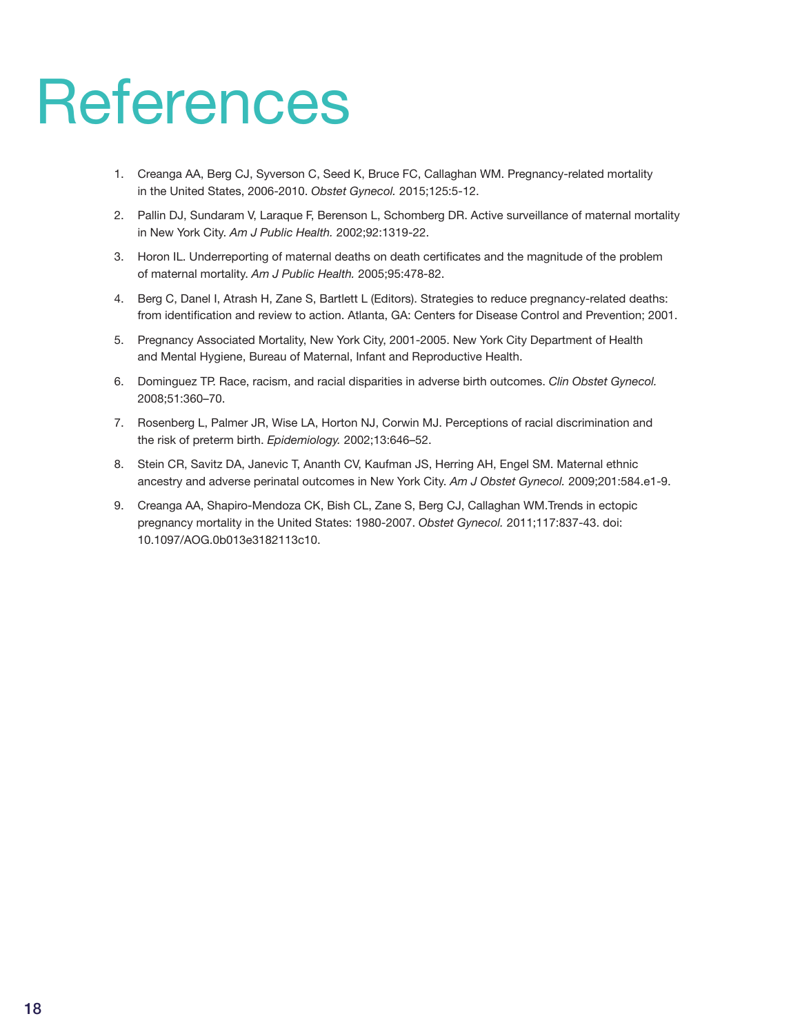# References

1. Creanga AA, Berg CJ, Syverson C, Seed K, Bruce FC, Callaghan WM. Pregnancy-related mortality in the United States, 2006-2010. *Obstet Gynecol.* 2015;125:5-12.
2. Pallin DJ, Sundaram V, Laraque F, Berenson L, Schomberg DR. Active surveillance of maternal mortality in New York City. *Am J Public Health.* 2002;92:1319-22.
3. Horon IL. Underreporting of maternal deaths on death certificates and the magnitude of the problem of maternal mortality. *Am J Public Health.* 2005;95:478-82.
4. Berg C, Danel I, Atrash H, Zane S, Bartlett L (Editors). Strategies to reduce pregnancy-related deaths: from identification and review to action. Atlanta, GA: Centers for Disease Control and Prevention; 2001.
5. Pregnancy Associated Mortality, New York City, 2001-2005. New York City Department of Health and Mental Hygiene, Bureau of Maternal, Infant and Reproductive Health.
6. Dominguez TP. Race, racism, and racial disparities in adverse birth outcomes. *Clin Obstet Gynecol.* 2008;51:360–70.
7. Rosenberg L, Palmer JR, Wise LA, Horton NJ, Corwin MJ. Perceptions of racial discrimination and the risk of preterm birth. *Epidemiology.* 2002;13:646–52.
8. Stein CR, Savitz DA, Janevic T, Ananth CV, Kaufman JS, Herring AH, Engel SM. Maternal ethnic ancestry and adverse perinatal outcomes in New York City. *Am J Obstet Gynecol.* 2009;201:584.e1-9.
9. Creanga AA, Shapiro-Mendoza CK, Bish CL, Zane S, Berg CJ, Callaghan WM.Trends in ectopic pregnancy mortality in the United States: 1980-2007. *Obstet Gynecol.* 2011;117:837-43. doi: 10.1097/AOG.0b013e3182113c10.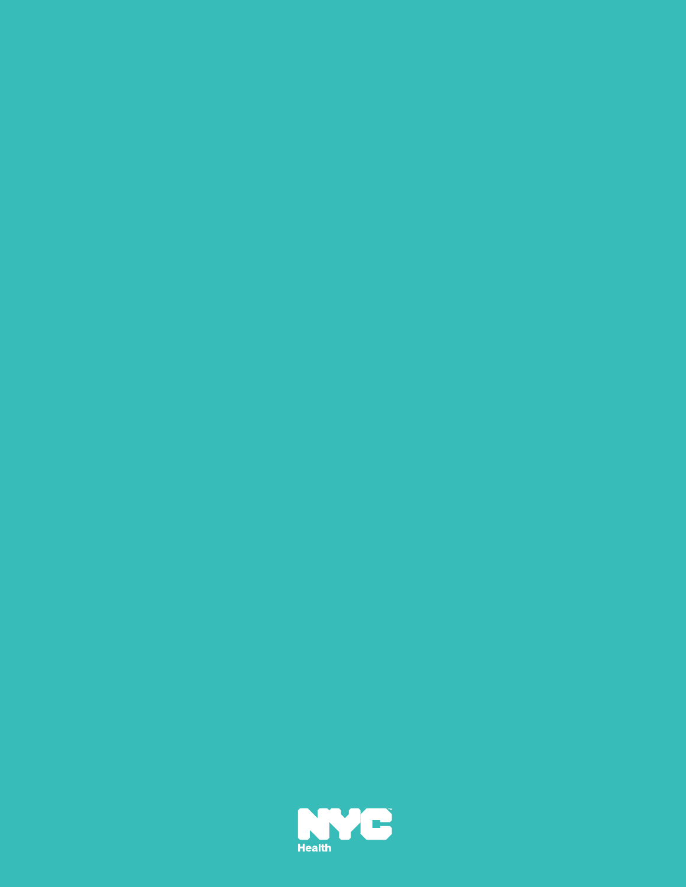NYC

Health